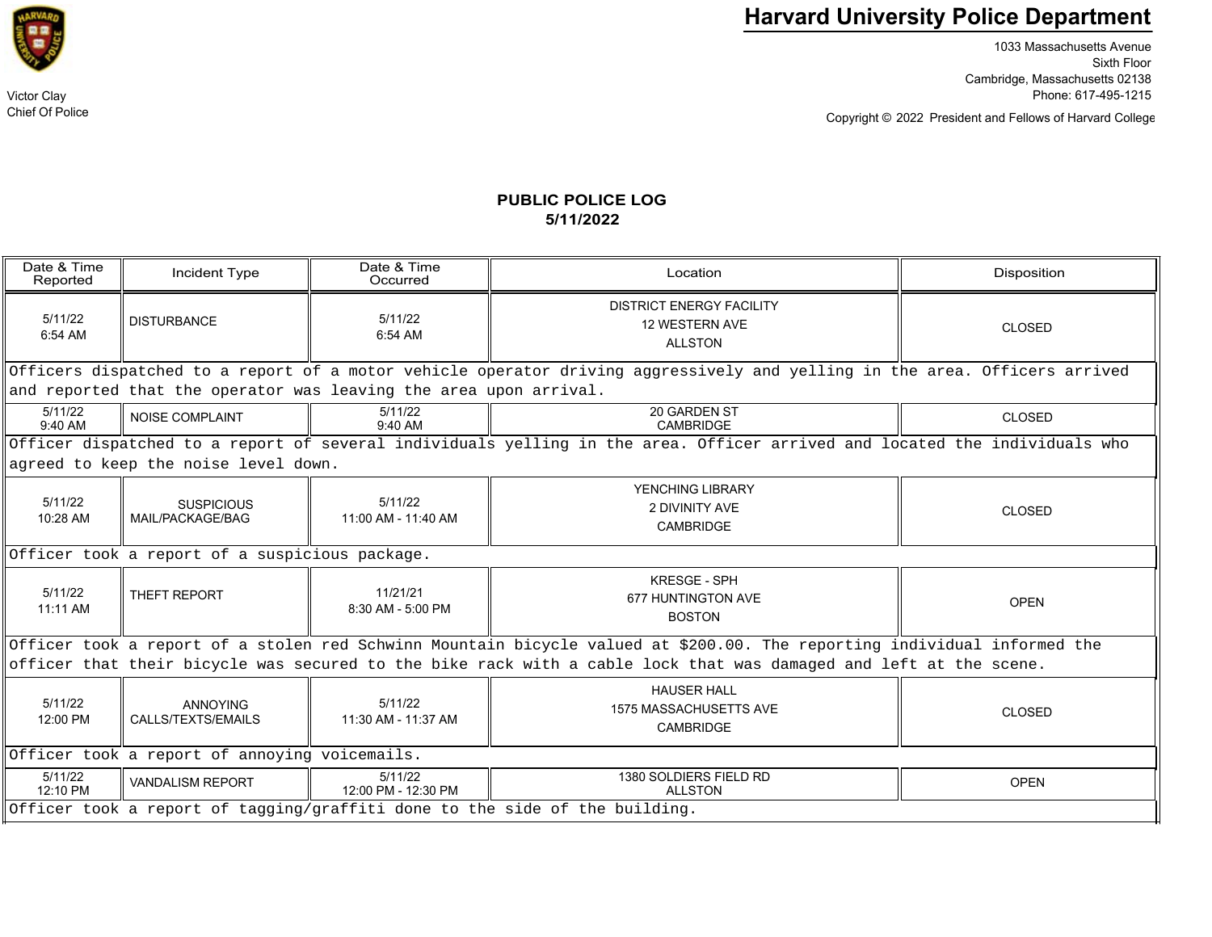# Harvard University Police Department

Victor Clay
Chief Of Police

1033 Massachusetts Avenue
Sixth Floor
Cambridge, Massachusetts 02138
Phone: 617-495-1215

Copyright © 2022 President and Fellows of Harvard College

## PUBLIC POLICE LOG
## 5/11/2022

| Date & Time Reported | Incident Type | Date & Time Occurred | Location | Disposition |
|---|---|---|---|---|
| 5/11/22 6:54 AM | DISTURBANCE | 5/11/22 6:54 AM | DISTRICT ENERGY FACILITY 12 WESTERN AVE ALLSTON | CLOSED |
| Officers dispatched to a report of a motor vehicle operator driving aggressively and yelling in the area. Officers arrived and reported that the operator was leaving the area upon arrival. | | | | |
| 5/11/22 9:40 AM | NOISE COMPLAINT | 5/11/22 9:40 AM | 20 GARDEN ST CAMBRIDGE | CLOSED |
| Officer dispatched to a report of several individuals yelling in the area. Officer arrived and located the individuals who agreed to keep the noise level down. | | | | |
| 5/11/22 10:28 AM | SUSPICIOUS MAIL/PACKAGE/BAG | 5/11/22 11:00 AM - 11:40 AM | YENCHING LIBRARY 2 DIVINITY AVE CAMBRIDGE | CLOSED |
| Officer took a report of a suspicious package. | | | | |
| 5/11/22 11:11 AM | THEFT REPORT | 11/21/21 8:30 AM - 5:00 PM | KRESGE - SPH 677 HUNTINGTON AVE BOSTON | OPEN |
| Officer took a report of a stolen red Schwinn Mountain bicycle valued at $200.00. The reporting individual informed the officer that their bicycle was secured to the bike rack with a cable lock that was damaged and left at the scene. | | | | |
| 5/11/22 12:00 PM | ANNOYING CALLS/TEXTS/EMAILS | 5/11/22 11:30 AM - 11:37 AM | HAUSER HALL 1575 MASSACHUSETTS AVE CAMBRIDGE | CLOSED |
| Officer took a report of annoying voicemails. | | | | |
| 5/11/22 12:10 PM | VANDALISM REPORT | 5/11/22 12:00 PM - 12:30 PM | 1380 SOLDIERS FIELD RD ALLSTON | OPEN |
| Officer took a report of tagging/graffiti done to the side of the building. | | | | |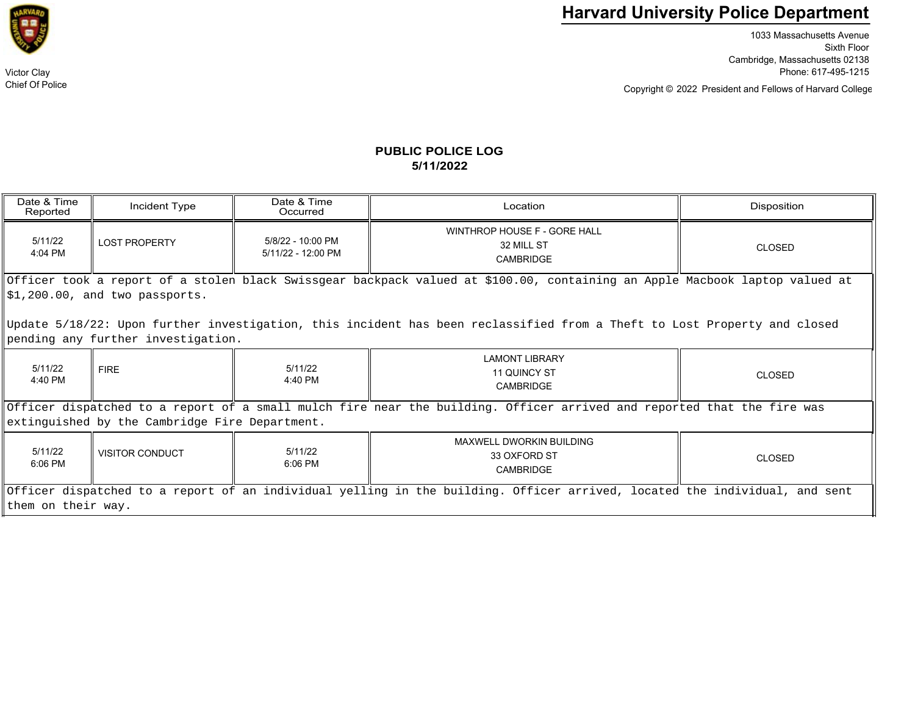Victor Clay
Chief Of Police

# Harvard University Police Department

1033 Massachusetts Avenue
Sixth Floor
Cambridge, Massachusetts 02138
Phone: 617-495-1215

Copyright © 2022 President and Fellows of Harvard College

## PUBLIC POLICE LOG
## 5/11/2022

| Date & Time Reported | Incident Type | Date & Time Occurred | Location | Disposition |
|---|---|---|---|---|
| 5/11/22 4:04 PM | LOST PROPERTY | 5/8/22 - 10:00 PM 5/11/22 - 12:00 PM | WINTHROP HOUSE F - GORE HALL 32 MILL ST CAMBRIDGE | CLOSED |
| Officer took a report of a stolen black Swissgear backpack valued at $100.00, containing an Apple Macbook laptop valued at $1,200.00, and two passports.<br><br>Update 5/18/22: Upon further investigation, this incident has been reclassified from a Theft to Lost Property and closed pending any further investigation. | | | | |
| 5/11/22 4:40 PM | FIRE | 5/11/22 4:40 PM | LAMONT LIBRARY 11 QUINCY ST CAMBRIDGE | CLOSED |
| Officer dispatched to a report of a small mulch fire near the building. Officer arrived and reported that the fire was extinguished by the Cambridge Fire Department. | | | | |
| 5/11/22 6:06 PM | VISITOR CONDUCT | 5/11/22 6:06 PM | MAXWELL DWORKIN BUILDING 33 OXFORD ST CAMBRIDGE | CLOSED |
| Officer dispatched to a report of an individual yelling in the building. Officer arrived, located the individual, and sent them on their way. | | | | |